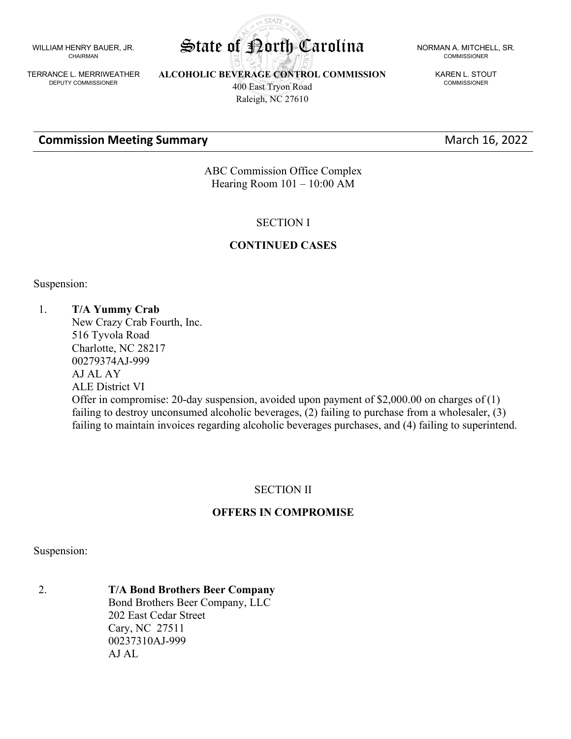WILLIAM HENRY BAUER, JR.
CHAIRMAN

TERRANCE L. MERRIWEATHER
DEPUTY COMMISSIONER

# State of North Carolina

**ALCOHOLIC BEVERAGE CONTROL COMMISSION**
400 East Tryon Road
Raleigh, NC 27610

NORMAN A. MITCHELL, SR.
COMMISSIONER

KAREN L. STOUT
COMMISSIONER

## Commission Meeting Summary

March 16, 2022

ABC Commission Office Complex
Hearing Room 101 – 10:00 AM

SECTION I

**CONTINUED CASES**

Suspension:

1. **T/A Yummy Crab**
   New Crazy Crab Fourth, Inc.
   516 Tyvola Road
   Charlotte, NC 28217
   00279374AJ-999
   AJ AL AY
   ALE District VI
   Offer in compromise: 20-day suspension, avoided upon payment of $2,000.00 on charges of (1) failing to destroy unconsumed alcoholic beverages, (2) failing to purchase from a wholesaler, (3) failing to maintain invoices regarding alcoholic beverages purchases, and (4) failing to superintend.

SECTION II

**OFFERS IN COMPROMISE**

Suspension:

2. **T/A Bond Brothers Beer Company**
   Bond Brothers Beer Company, LLC
   202 East Cedar Street
   Cary, NC 27511
   00237310AJ-999
   AJ AL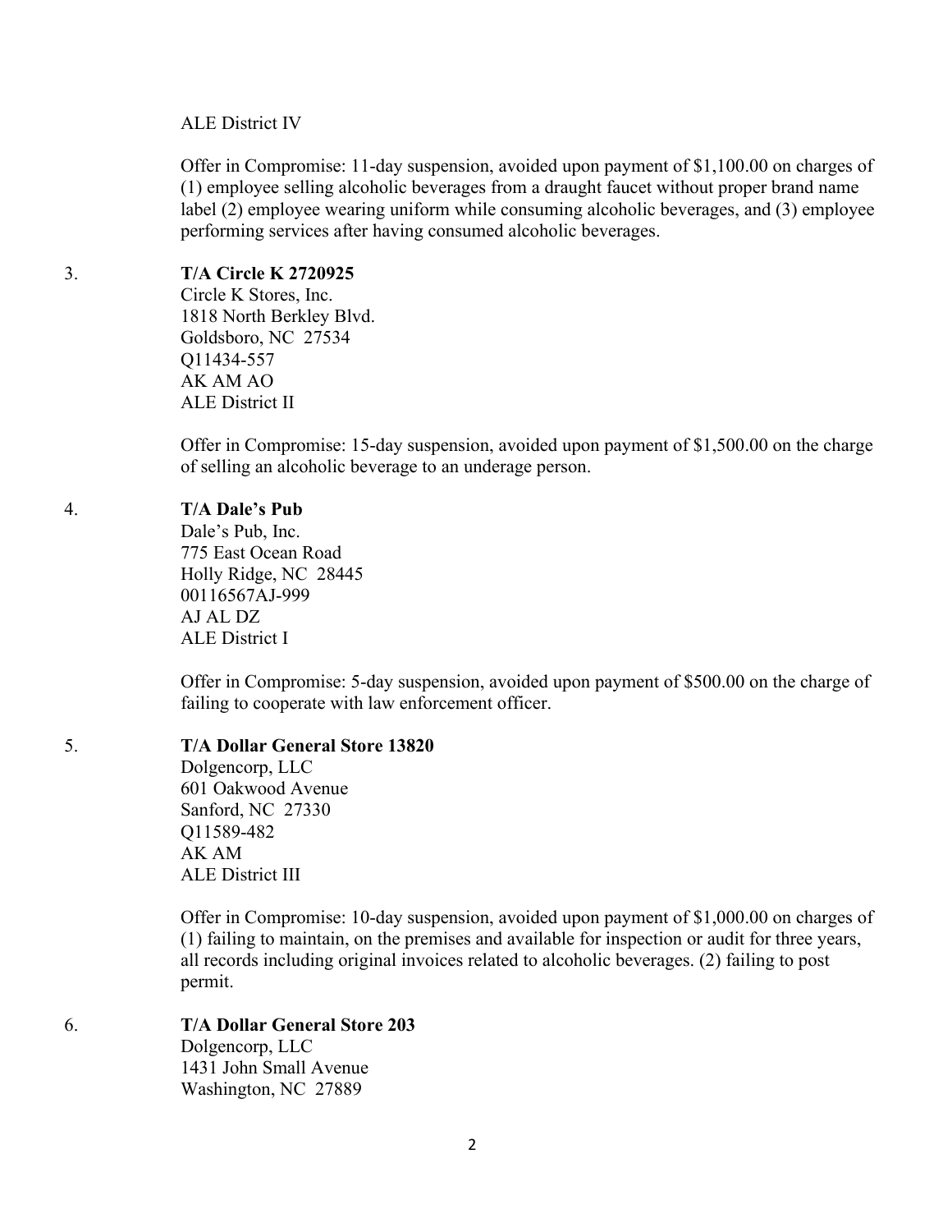ALE District IV

Offer in Compromise: 11-day suspension, avoided upon payment of $1,100.00 on charges of (1) employee selling alcoholic beverages from a draught faucet without proper brand name label (2) employee wearing uniform while consuming alcoholic beverages, and (3) employee performing services after having consumed alcoholic beverages.

3. **T/A Circle K 2720925**
   Circle K Stores, Inc.
   1818 North Berkley Blvd.
   Goldsboro, NC 27534
   Q11434-557
   AK AM AO
   ALE District II

   Offer in Compromise: 15-day suspension, avoided upon payment of $1,500.00 on the charge of selling an alcoholic beverage to an underage person.

4. **T/A Dale's Pub**
   Dale's Pub, Inc.
   775 East Ocean Road
   Holly Ridge, NC 28445
   00116567AJ-999
   AJ AL DZ
   ALE District I

   Offer in Compromise: 5-day suspension, avoided upon payment of $500.00 on the charge of failing to cooperate with law enforcement officer.

5. **T/A Dollar General Store 13820**
   Dolgencorp, LLC
   601 Oakwood Avenue
   Sanford, NC 27330
   Q11589-482
   AK AM
   ALE District III

   Offer in Compromise: 10-day suspension, avoided upon payment of $1,000.00 on charges of (1) failing to maintain, on the premises and available for inspection or audit for three years, all records including original invoices related to alcoholic beverages. (2) failing to post permit.

6. **T/A Dollar General Store 203**
   Dolgencorp, LLC
   1431 John Small Avenue
   Washington, NC 27889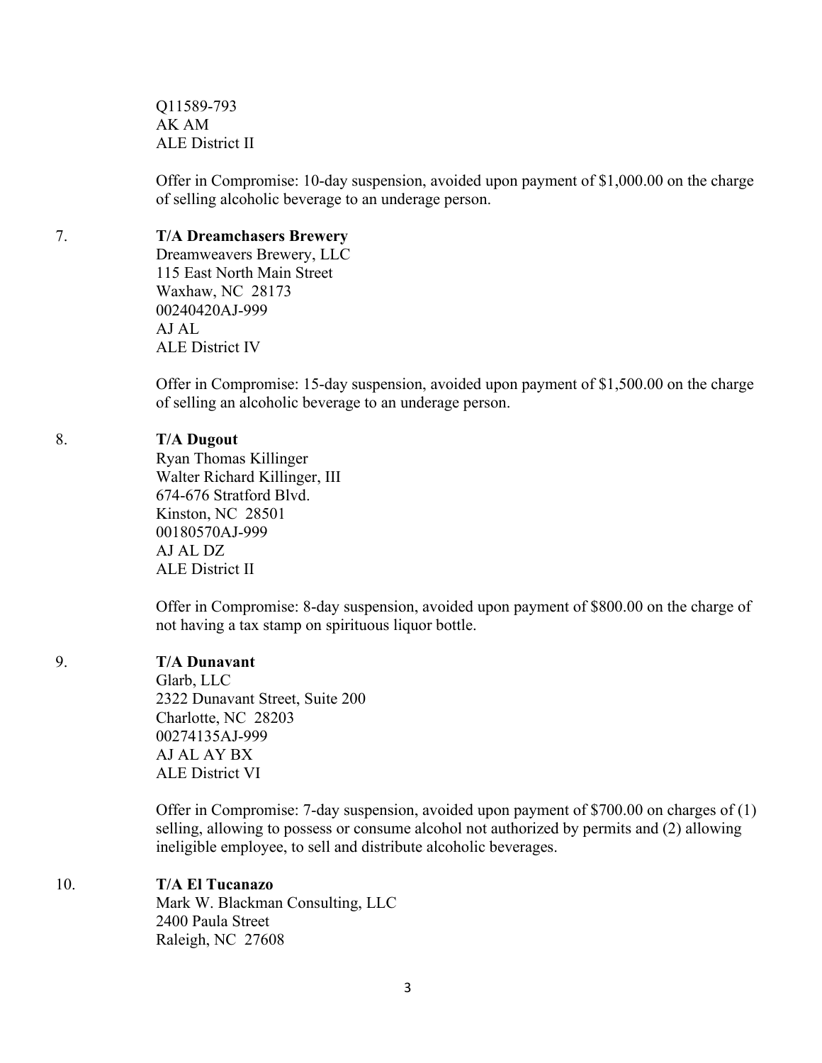Q11589-793
AK AM
ALE District II

Offer in Compromise: 10-day suspension, avoided upon payment of $1,000.00 on the charge of selling alcoholic beverage to an underage person.

7. **T/A Dreamchasers Brewery**
   Dreamweavers Brewery, LLC
   115 East North Main Street
   Waxhaw, NC 28173
   00240420AJ-999
   AJ AL
   ALE District IV

   Offer in Compromise: 15-day suspension, avoided upon payment of $1,500.00 on the charge of selling an alcoholic beverage to an underage person.

8. **T/A Dugout**
   Ryan Thomas Killinger
   Walter Richard Killinger, III
   674-676 Stratford Blvd.
   Kinston, NC 28501
   00180570AJ-999
   AJ AL DZ
   ALE District II

   Offer in Compromise: 8-day suspension, avoided upon payment of $800.00 on the charge of not having a tax stamp on spirituous liquor bottle.

9. **T/A Dunavant**
   Glarb, LLC
   2322 Dunavant Street, Suite 200
   Charlotte, NC 28203
   00274135AJ-999
   AJ AL AY BX
   ALE District VI

   Offer in Compromise: 7-day suspension, avoided upon payment of $700.00 on charges of (1) selling, allowing to possess or consume alcohol not authorized by permits and (2) allowing ineligible employee, to sell and distribute alcoholic beverages.

10. **T/A El Tucanazo**
    Mark W. Blackman Consulting, LLC
    2400 Paula Street
    Raleigh, NC 27608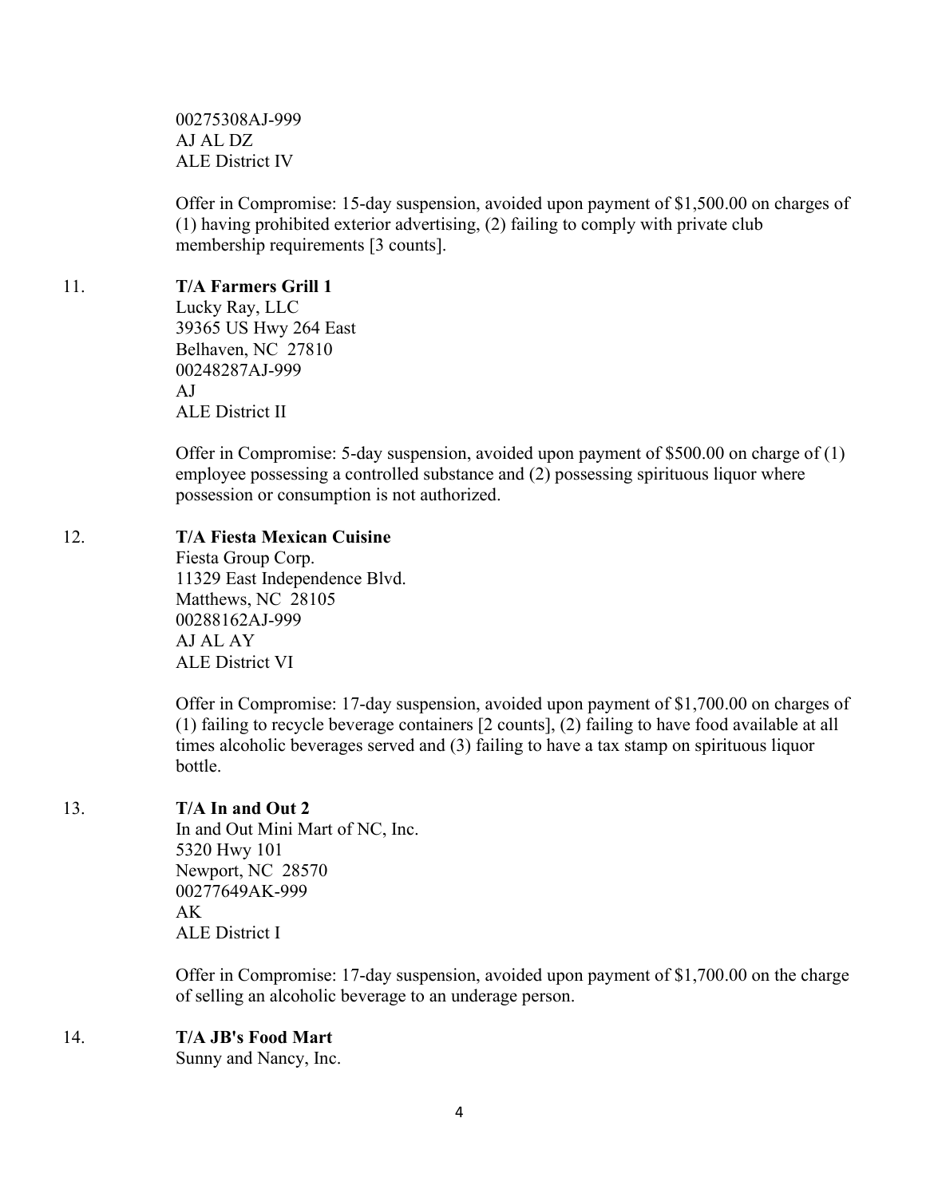00275308AJ-999
AJ AL DZ
ALE District IV

Offer in Compromise: 15-day suspension, avoided upon payment of $1,500.00 on charges of (1) having prohibited exterior advertising, (2) failing to comply with private club membership requirements [3 counts].

11. **T/A Farmers Grill 1**
Lucky Ray, LLC
39365 US Hwy 264 East
Belhaven, NC 27810
00248287AJ-999
AJ
ALE District II

Offer in Compromise: 5-day suspension, avoided upon payment of $500.00 on charge of (1) employee possessing a controlled substance and (2) possessing spirituous liquor where possession or consumption is not authorized.

12. **T/A Fiesta Mexican Cuisine**
Fiesta Group Corp.
11329 East Independence Blvd.
Matthews, NC 28105
00288162AJ-999
AJ AL AY
ALE District VI

Offer in Compromise: 17-day suspension, avoided upon payment of $1,700.00 on charges of (1) failing to recycle beverage containers [2 counts], (2) failing to have food available at all times alcoholic beverages served and (3) failing to have a tax stamp on spirituous liquor bottle.

13. **T/A In and Out 2**
In and Out Mini Mart of NC, Inc.
5320 Hwy 101
Newport, NC 28570
00277649AK-999
AK
ALE District I

Offer in Compromise: 17-day suspension, avoided upon payment of $1,700.00 on the charge of selling an alcoholic beverage to an underage person.

14. **T/A JB's Food Mart**
Sunny and Nancy, Inc.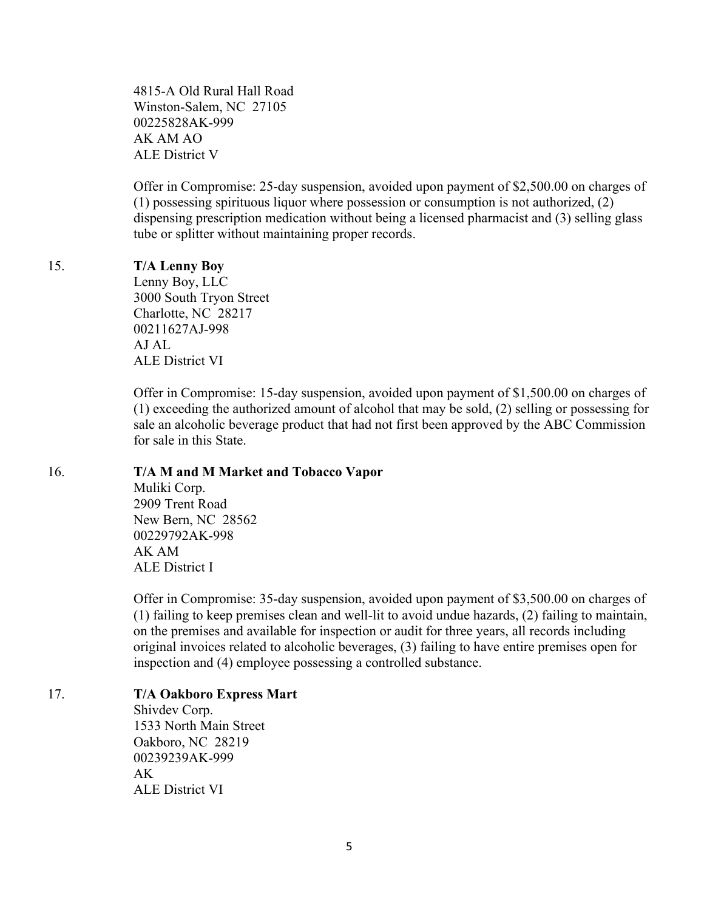4815-A Old Rural Hall Road
Winston-Salem, NC 27105
00225828AK-999
AK AM AO
ALE District V

Offer in Compromise: 25-day suspension, avoided upon payment of $2,500.00 on charges of (1) possessing spirituous liquor where possession or consumption is not authorized, (2) dispensing prescription medication without being a licensed pharmacist and (3) selling glass tube or splitter without maintaining proper records.

15. **T/A Lenny Boy**
Lenny Boy, LLC
3000 South Tryon Street
Charlotte, NC 28217
00211627AJ-998
AJ AL
ALE District VI

Offer in Compromise: 15-day suspension, avoided upon payment of $1,500.00 on charges of (1) exceeding the authorized amount of alcohol that may be sold, (2) selling or possessing for sale an alcoholic beverage product that had not first been approved by the ABC Commission for sale in this State.

16. **T/A M and M Market and Tobacco Vapor**
Muliki Corp.
2909 Trent Road
New Bern, NC 28562
00229792AK-998
AK AM
ALE District I

Offer in Compromise: 35-day suspension, avoided upon payment of $3,500.00 on charges of (1) failing to keep premises clean and well-lit to avoid undue hazards, (2) failing to maintain, on the premises and available for inspection or audit for three years, all records including original invoices related to alcoholic beverages, (3) failing to have entire premises open for inspection and (4) employee possessing a controlled substance.

17. **T/A Oakboro Express Mart**
Shivdev Corp.
1533 North Main Street
Oakboro, NC 28219
00239239AK-999
AK
ALE District VI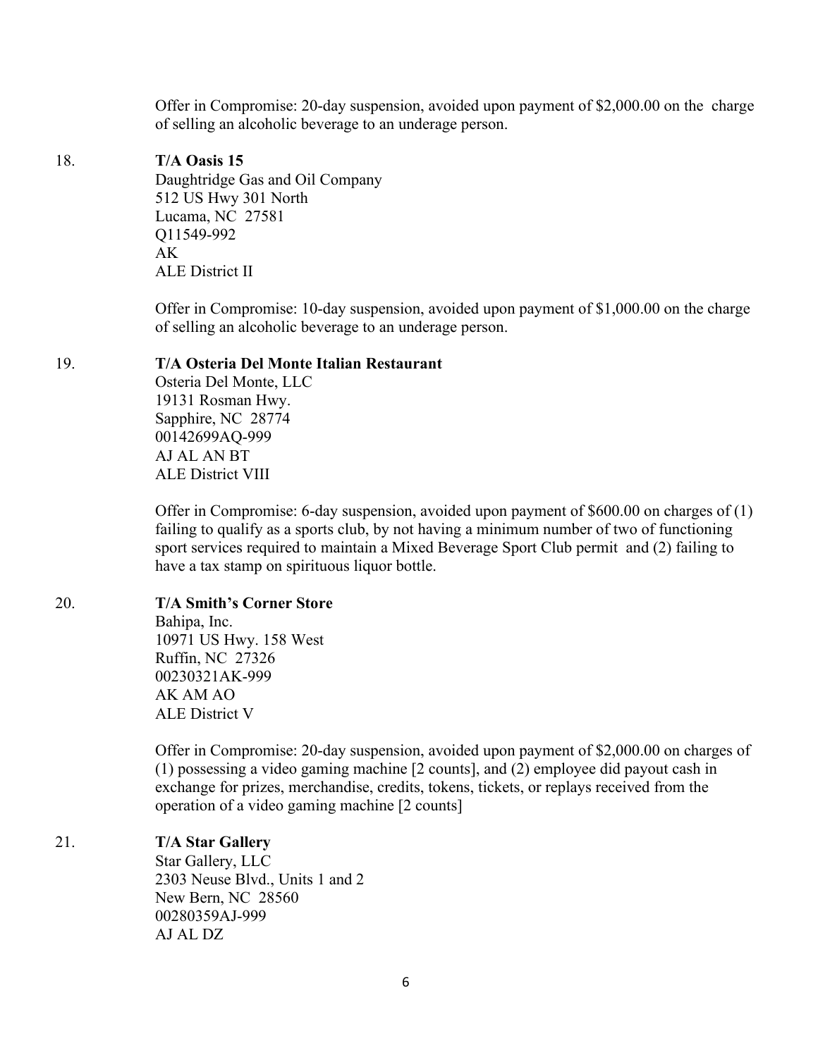Offer in Compromise: 20-day suspension, avoided upon payment of $2,000.00 on the charge of selling an alcoholic beverage to an underage person.

18. **T/A Oasis 15**
Daughtridge Gas and Oil Company
512 US Hwy 301 North
Lucama, NC 27581
Q11549-992
AK
ALE District II

Offer in Compromise: 10-day suspension, avoided upon payment of $1,000.00 on the charge of selling an alcoholic beverage to an underage person.

19. **T/A Osteria Del Monte Italian Restaurant**
Osteria Del Monte, LLC
19131 Rosman Hwy.
Sapphire, NC 28774
00142699AQ-999
AJ AL AN BT
ALE District VIII

Offer in Compromise: 6-day suspension, avoided upon payment of $600.00 on charges of (1) failing to qualify as a sports club, by not having a minimum number of two of functioning sport services required to maintain a Mixed Beverage Sport Club permit and (2) failing to have a tax stamp on spirituous liquor bottle.

20. **T/A Smith's Corner Store**
Bahipa, Inc.
10971 US Hwy. 158 West
Ruffin, NC 27326
00230321AK-999
AK AM AO
ALE District V

Offer in Compromise: 20-day suspension, avoided upon payment of $2,000.00 on charges of (1) possessing a video gaming machine [2 counts], and (2) employee did payout cash in exchange for prizes, merchandise, credits, tokens, tickets, or replays received from the operation of a video gaming machine [2 counts]

21. **T/A Star Gallery**
Star Gallery, LLC
2303 Neuse Blvd., Units 1 and 2
New Bern, NC 28560
00280359AJ-999
AJ AL DZ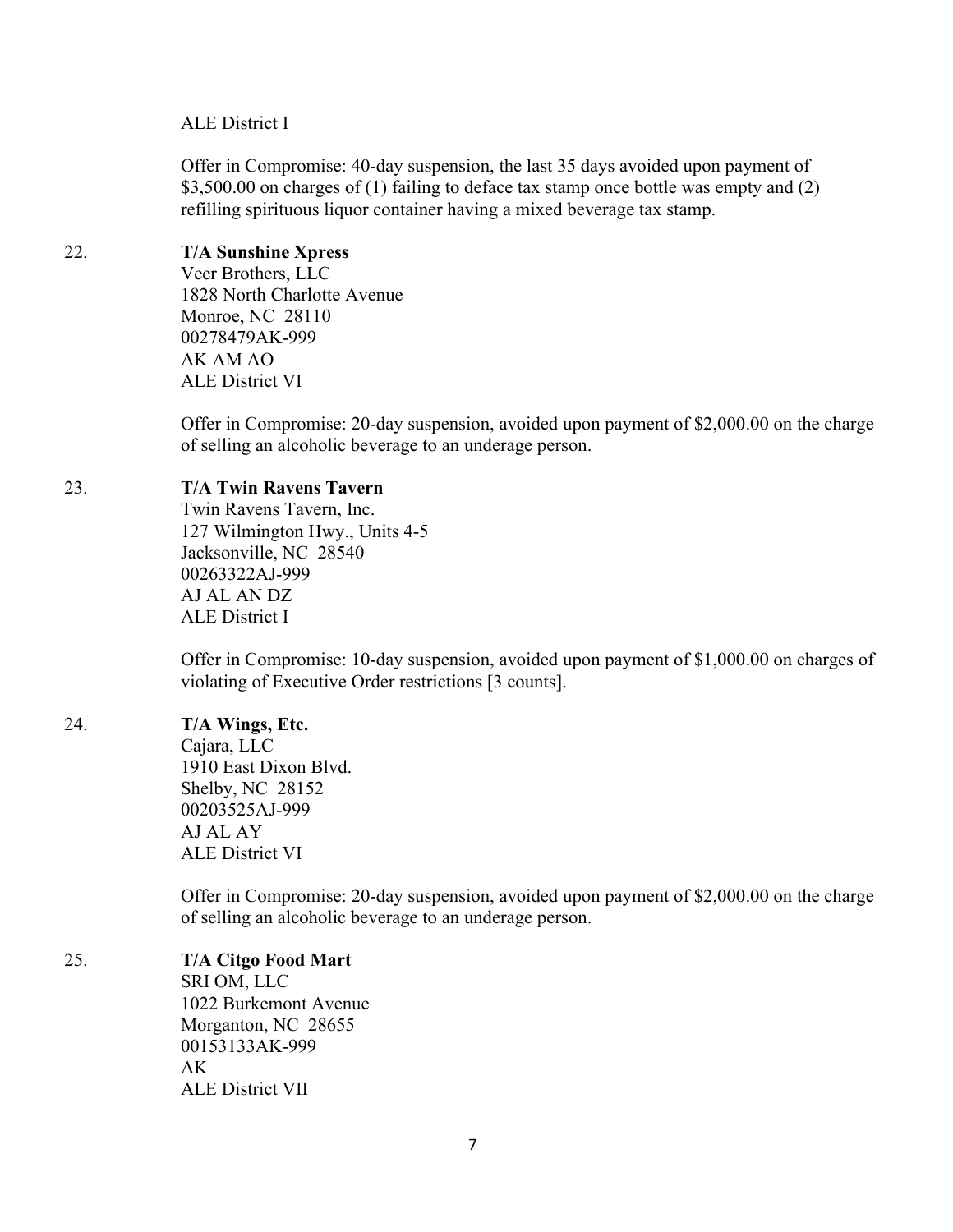ALE District I

Offer in Compromise: 40-day suspension, the last 35 days avoided upon payment of $3,500.00 on charges of (1) failing to deface tax stamp once bottle was empty and (2) refilling spirituous liquor container having a mixed beverage tax stamp.

22. **T/A Sunshine Xpress**
Veer Brothers, LLC
1828 North Charlotte Avenue
Monroe, NC 28110
00278479AK-999
AK AM AO
ALE District VI

Offer in Compromise: 20-day suspension, avoided upon payment of $2,000.00 on the charge of selling an alcoholic beverage to an underage person.

23. **T/A Twin Ravens Tavern**
Twin Ravens Tavern, Inc.
127 Wilmington Hwy., Units 4-5
Jacksonville, NC 28540
00263322AJ-999
AJ AL AN DZ
ALE District I

Offer in Compromise: 10-day suspension, avoided upon payment of $1,000.00 on charges of violating of Executive Order restrictions [3 counts].

24. **T/A Wings, Etc.**
Cajara, LLC
1910 East Dixon Blvd.
Shelby, NC 28152
00203525AJ-999
AJ AL AY
ALE District VI

Offer in Compromise: 20-day suspension, avoided upon payment of $2,000.00 on the charge of selling an alcoholic beverage to an underage person.

25. **T/A Citgo Food Mart**
SRI OM, LLC
1022 Burkemont Avenue
Morganton, NC 28655
00153133AK-999
AK
ALE District VII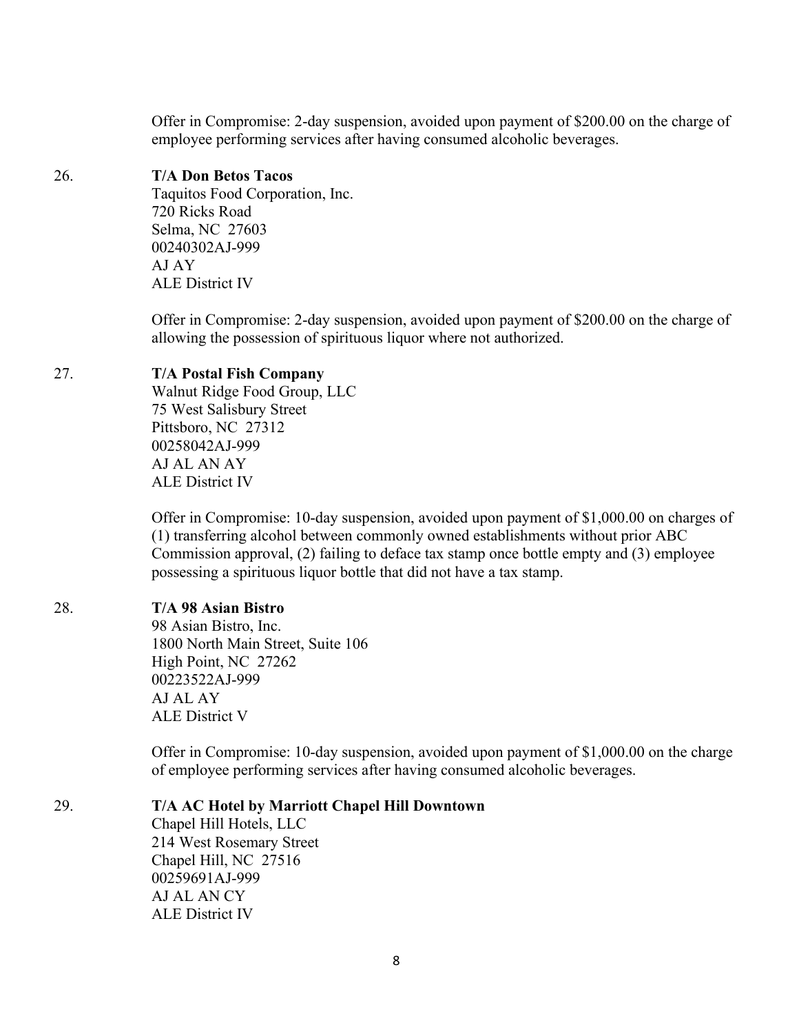Offer in Compromise: 2-day suspension, avoided upon payment of $200.00 on the charge of employee performing services after having consumed alcoholic beverages.

26. **T/A Don Betos Tacos**
Taquitos Food Corporation, Inc.
720 Ricks Road
Selma, NC 27603
00240302AJ-999
AJ AY
ALE District IV

Offer in Compromise: 2-day suspension, avoided upon payment of $200.00 on the charge of allowing the possession of spirituous liquor where not authorized.

27. **T/A Postal Fish Company**
Walnut Ridge Food Group, LLC
75 West Salisbury Street
Pittsboro, NC 27312
00258042AJ-999
AJ AL AN AY
ALE District IV

Offer in Compromise: 10-day suspension, avoided upon payment of $1,000.00 on charges of (1) transferring alcohol between commonly owned establishments without prior ABC Commission approval, (2) failing to deface tax stamp once bottle empty and (3) employee possessing a spirituous liquor bottle that did not have a tax stamp.

28. **T/A 98 Asian Bistro**
98 Asian Bistro, Inc.
1800 North Main Street, Suite 106
High Point, NC 27262
00223522AJ-999
AJ AL AY
ALE District V

Offer in Compromise: 10-day suspension, avoided upon payment of $1,000.00 on the charge of employee performing services after having consumed alcoholic beverages.

29. **T/A AC Hotel by Marriott Chapel Hill Downtown**
Chapel Hill Hotels, LLC
214 West Rosemary Street
Chapel Hill, NC 27516
00259691AJ-999
AJ AL AN CY
ALE District IV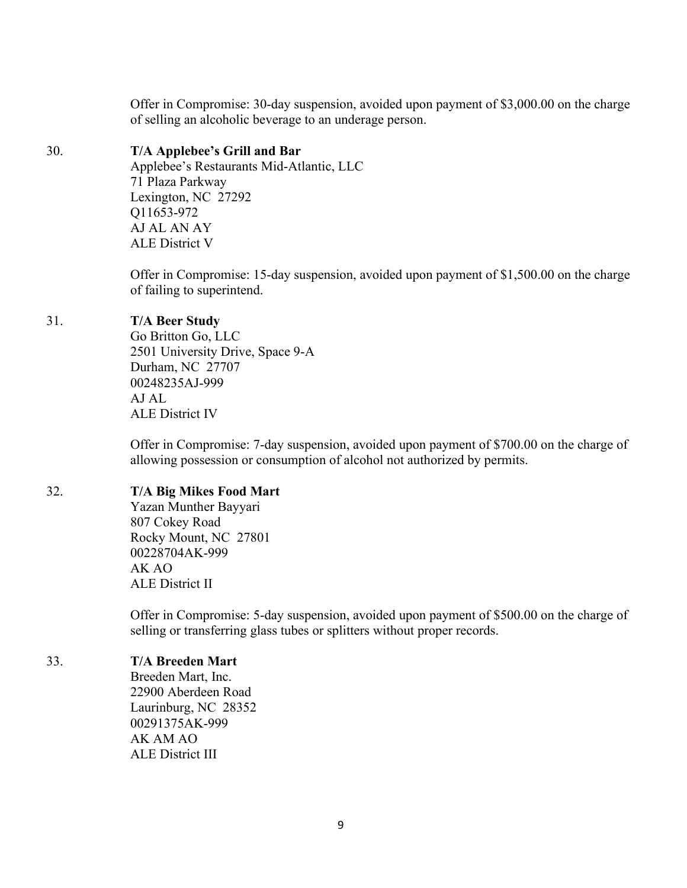Offer in Compromise: 30-day suspension, avoided upon payment of $3,000.00 on the charge of selling an alcoholic beverage to an underage person.

30. **T/A Applebee's Grill and Bar**
    Applebee's Restaurants Mid-Atlantic, LLC
    71 Plaza Parkway
    Lexington, NC 27292
    Q11653-972
    AJ AL AN AY
    ALE District V

    Offer in Compromise: 15-day suspension, avoided upon payment of $1,500.00 on the charge of failing to superintend.

31. **T/A Beer Study**
    Go Britton Go, LLC
    2501 University Drive, Space 9-A
    Durham, NC 27707
    00248235AJ-999
    AJ AL
    ALE District IV

    Offer in Compromise: 7-day suspension, avoided upon payment of $700.00 on the charge of allowing possession or consumption of alcohol not authorized by permits.

32. **T/A Big Mikes Food Mart**
    Yazan Munther Bayyari
    807 Cokey Road
    Rocky Mount, NC 27801
    00228704AK-999
    AK AO
    ALE District II

    Offer in Compromise: 5-day suspension, avoided upon payment of $500.00 on the charge of selling or transferring glass tubes or splitters without proper records.

33. **T/A Breeden Mart**
    Breeden Mart, Inc.
    22900 Aberdeen Road
    Laurinburg, NC 28352
    00291375AK-999
    AK AM AO
    ALE District III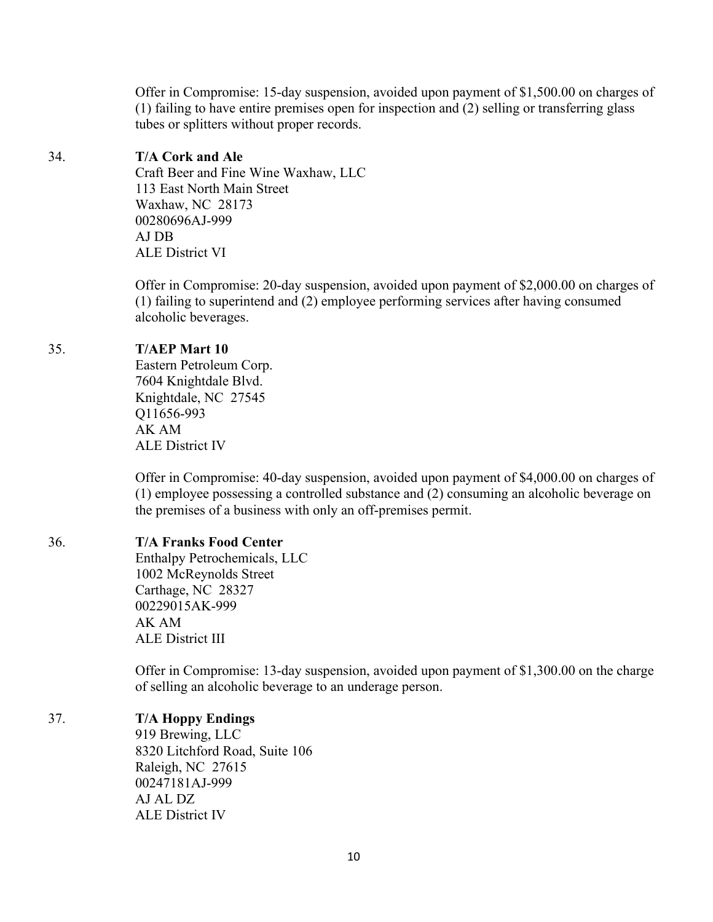Offer in Compromise: 15-day suspension, avoided upon payment of $1,500.00 on charges of (1) failing to have entire premises open for inspection and (2) selling or transferring glass tubes or splitters without proper records.

34. **T/A Cork and Ale**
Craft Beer and Fine Wine Waxhaw, LLC
113 East North Main Street
Waxhaw, NC 28173
00280696AJ-999
AJ DB
ALE District VI

Offer in Compromise: 20-day suspension, avoided upon payment of $2,000.00 on charges of (1) failing to superintend and (2) employee performing services after having consumed alcoholic beverages.

35. **T/AEP Mart 10**
Eastern Petroleum Corp.
7604 Knightdale Blvd.
Knightdale, NC 27545
Q11656-993
AK AM
ALE District IV

Offer in Compromise: 40-day suspension, avoided upon payment of $4,000.00 on charges of (1) employee possessing a controlled substance and (2) consuming an alcoholic beverage on the premises of a business with only an off-premises permit.

36. **T/A Franks Food Center**
Enthalpy Petrochemicals, LLC
1002 McReynolds Street
Carthage, NC 28327
00229015AK-999
AK AM
ALE District III

Offer in Compromise: 13-day suspension, avoided upon payment of $1,300.00 on the charge of selling an alcoholic beverage to an underage person.

37. **T/A Hoppy Endings**
919 Brewing, LLC
8320 Litchford Road, Suite 106
Raleigh, NC 27615
00247181AJ-999
AJ AL DZ
ALE District IV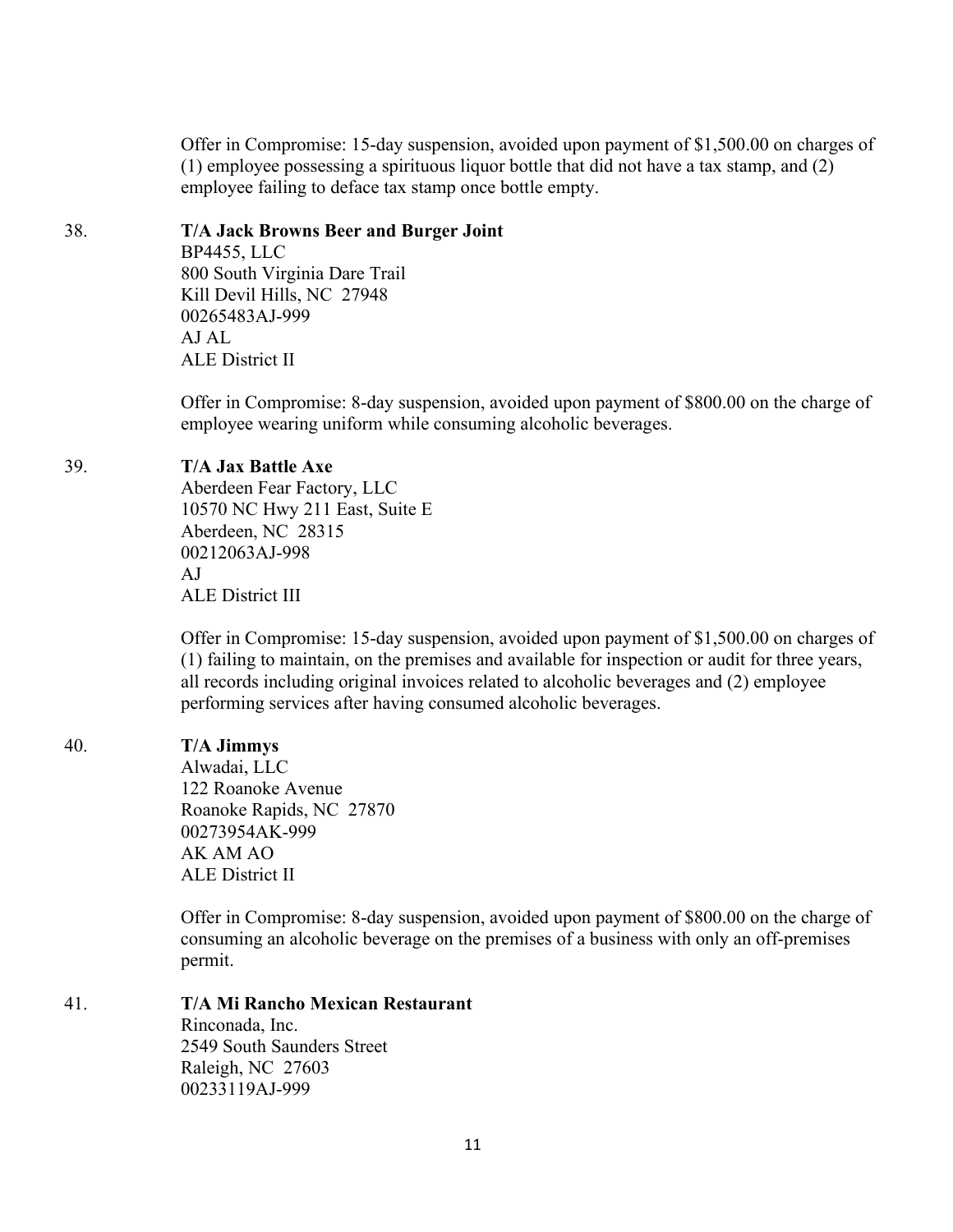Offer in Compromise: 15-day suspension, avoided upon payment of $1,500.00 on charges of (1) employee possessing a spirituous liquor bottle that did not have a tax stamp, and (2) employee failing to deface tax stamp once bottle empty.

38. **T/A Jack Browns Beer and Burger Joint**
BP4455, LLC
800 South Virginia Dare Trail
Kill Devil Hills, NC 27948
00265483AJ-999
AJ AL
ALE District II

Offer in Compromise: 8-day suspension, avoided upon payment of $800.00 on the charge of employee wearing uniform while consuming alcoholic beverages.

39. **T/A Jax Battle Axe**
Aberdeen Fear Factory, LLC
10570 NC Hwy 211 East, Suite E
Aberdeen, NC 28315
00212063AJ-998
AJ
ALE District III

Offer in Compromise: 15-day suspension, avoided upon payment of $1,500.00 on charges of (1) failing to maintain, on the premises and available for inspection or audit for three years, all records including original invoices related to alcoholic beverages and (2) employee performing services after having consumed alcoholic beverages.

40. **T/A Jimmys**
Alwadai, LLC
122 Roanoke Avenue
Roanoke Rapids, NC 27870
00273954AK-999
AK AM AO
ALE District II

Offer in Compromise: 8-day suspension, avoided upon payment of $800.00 on the charge of consuming an alcoholic beverage on the premises of a business with only an off-premises permit.

41. **T/A Mi Rancho Mexican Restaurant**
Rinconada, Inc.
2549 South Saunders Street
Raleigh, NC 27603
00233119AJ-999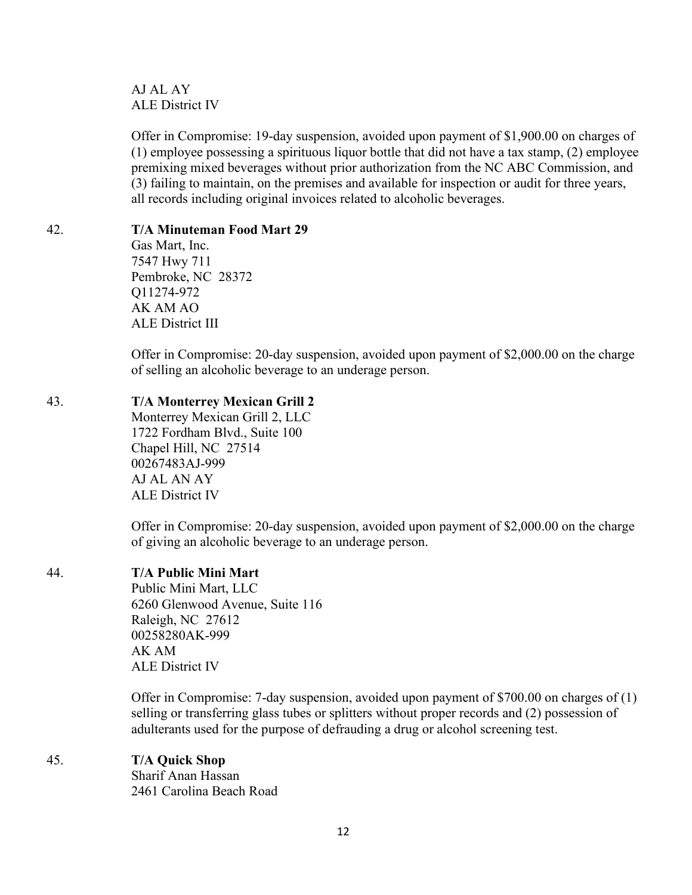AJ AL AY
ALE District IV

Offer in Compromise: 19-day suspension, avoided upon payment of $1,900.00 on charges of (1) employee possessing a spirituous liquor bottle that did not have a tax stamp, (2) employee premixing mixed beverages without prior authorization from the NC ABC Commission, and (3) failing to maintain, on the premises and available for inspection or audit for three years, all records including original invoices related to alcoholic beverages.

42. **T/A Minuteman Food Mart 29**
Gas Mart, Inc.
7547 Hwy 711
Pembroke, NC 28372
Q11274-972
AK AM AO
ALE District III

Offer in Compromise: 20-day suspension, avoided upon payment of $2,000.00 on the charge of selling an alcoholic beverage to an underage person.

43. **T/A Monterrey Mexican Grill 2**
Monterrey Mexican Grill 2, LLC
1722 Fordham Blvd., Suite 100
Chapel Hill, NC 27514
00267483AJ-999
AJ AL AN AY
ALE District IV

Offer in Compromise: 20-day suspension, avoided upon payment of $2,000.00 on the charge of giving an alcoholic beverage to an underage person.

44. **T/A Public Mini Mart**
Public Mini Mart, LLC
6260 Glenwood Avenue, Suite 116
Raleigh, NC 27612
00258280AK-999
AK AM
ALE District IV

Offer in Compromise: 7-day suspension, avoided upon payment of $700.00 on charges of (1) selling or transferring glass tubes or splitters without proper records and (2) possession of adulterants used for the purpose of defrauding a drug or alcohol screening test.

45. **T/A Quick Shop**
Sharif Anan Hassan
2461 Carolina Beach Road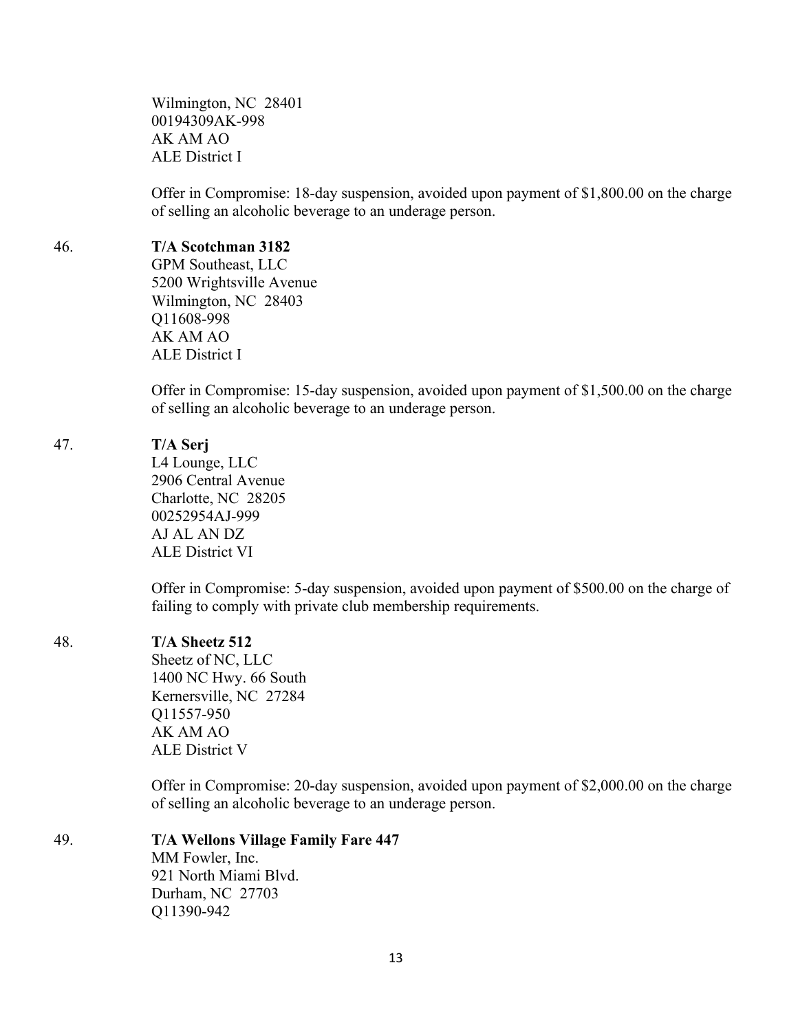Wilmington, NC 28401
00194309AK-998
AK AM AO
ALE District I

Offer in Compromise: 18-day suspension, avoided upon payment of $1,800.00 on the charge of selling an alcoholic beverage to an underage person.

46. **T/A Scotchman 3182**
GPM Southeast, LLC
5200 Wrightsville Avenue
Wilmington, NC 28403
Q11608-998
AK AM AO
ALE District I

Offer in Compromise: 15-day suspension, avoided upon payment of $1,500.00 on the charge of selling an alcoholic beverage to an underage person.

47. **T/A Serj**
L4 Lounge, LLC
2906 Central Avenue
Charlotte, NC 28205
00252954AJ-999
AJ AL AN DZ
ALE District VI

Offer in Compromise: 5-day suspension, avoided upon payment of $500.00 on the charge of failing to comply with private club membership requirements.

48. **T/A Sheetz 512**
Sheetz of NC, LLC
1400 NC Hwy. 66 South
Kernersville, NC 27284
Q11557-950
AK AM AO
ALE District V

Offer in Compromise: 20-day suspension, avoided upon payment of $2,000.00 on the charge of selling an alcoholic beverage to an underage person.

49. **T/A Wellons Village Family Fare 447**
MM Fowler, Inc.
921 North Miami Blvd.
Durham, NC 27703
Q11390-942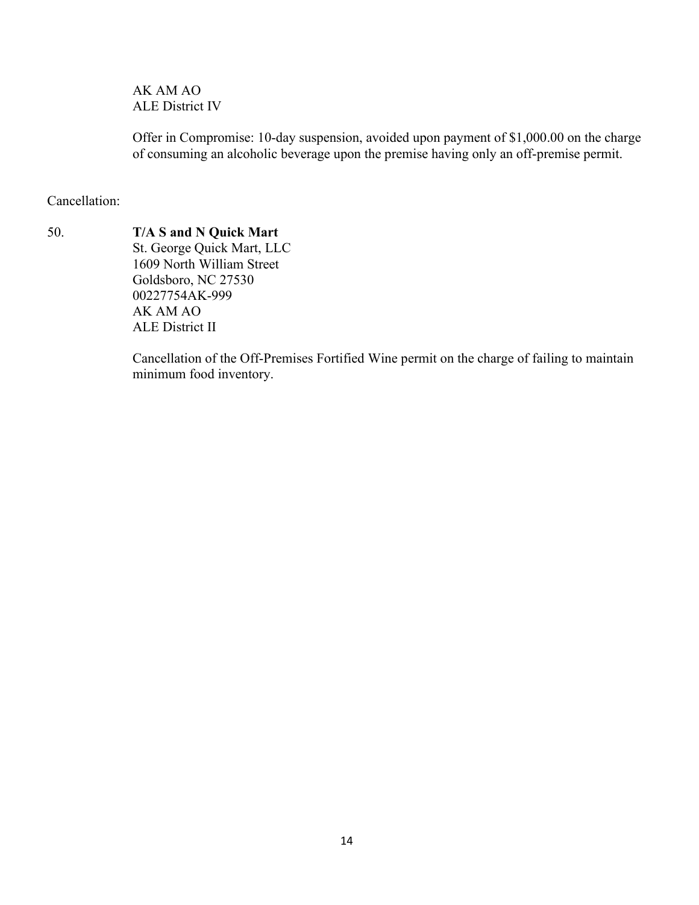AK AM AO
ALE District IV

Offer in Compromise: 10-day suspension, avoided upon payment of $1,000.00 on the charge of consuming an alcoholic beverage upon the premise having only an off-premise permit.

Cancellation:

50. **T/A S and N Quick Mart**
St. George Quick Mart, LLC
1609 North William Street
Goldsboro, NC 27530
00227754AK-999
AK AM AO
ALE District II

Cancellation of the Off-Premises Fortified Wine permit on the charge of failing to maintain minimum food inventory.